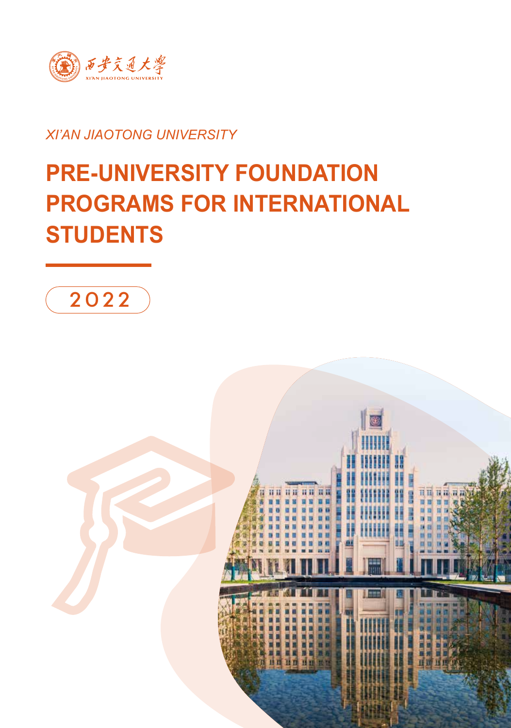西安交通大學
XI'AN JIAOTONG UNIVERSITY

*XI'AN JIAOTONG UNIVERSITY*

# PRE-UNIVERSITY FOUNDATION PROGRAMS FOR INTERNATIONAL STUDENTS

2022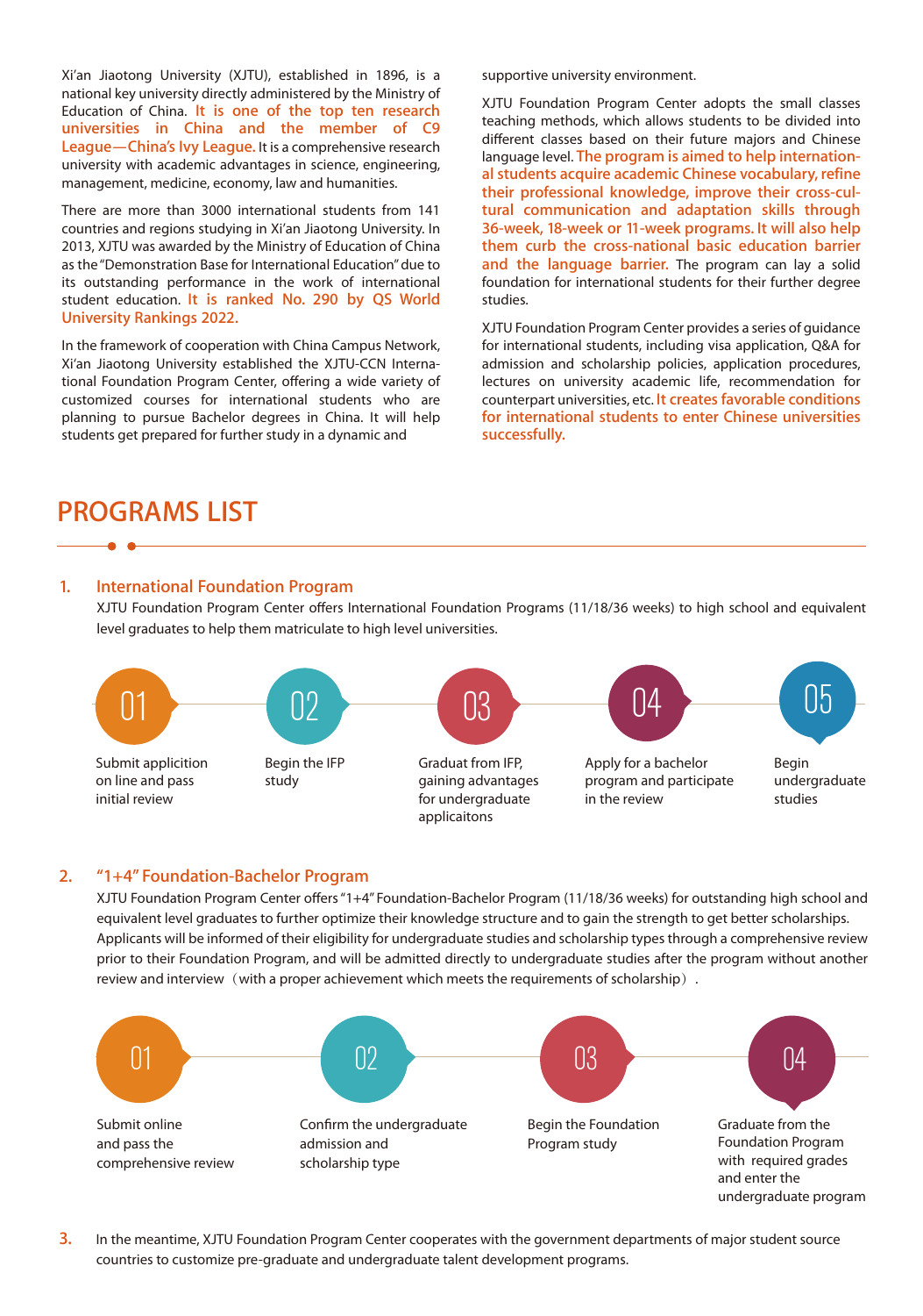Xi'an Jiaotong University (XJTU), established in 1896, is a national key university directly administered by the Ministry of Education of China. **It is one of the top ten research universities in China and the member of C9 League—China's Ivy League.** It is a comprehensive research university with academic advantages in science, engineering, management, medicine, economy, law and humanities.

There are more than 3000 international students from 141 countries and regions studying in Xi'an Jiaotong University. In 2013, XJTU was awarded by the Ministry of Education of China as the "Demonstration Base for International Education" due to its outstanding performance in the work of international student education. **It is ranked No. 290 by QS World University Rankings 2022.**

In the framework of cooperation with China Campus Network, Xi'an Jiaotong University established the XJTU-CCN International Foundation Program Center, offering a wide variety of customized courses for international students who are planning to pursue Bachelor degrees in China. It will help students get prepared for further study in a dynamic and supportive university environment.

XJTU Foundation Program Center adopts the small classes teaching methods, which allows students to be divided into different classes based on their future majors and Chinese language level. **The program is aimed to help international students acquire academic Chinese vocabulary, refine their professional knowledge, improve their cross-cultural communication and adaptation skills through 36-week, 18-week or 11-week programs. It will also help them curb the cross-national basic education barrier and the language barrier.** The program can lay a solid foundation for international students for their further degree studies.

XJTU Foundation Program Center provides a series of guidance for international students, including visa application, Q&A for admission and scholarship policies, application procedures, lectures on university academic life, recommendation for counterpart universities, etc. **It creates favorable conditions for international students to enter Chinese universities successfully.**

# PROGRAMS LIST

## 1. International Foundation Program

XJTU Foundation Program Center offers International Foundation Programs (11/18/36 weeks) to high school and equivalent level graduates to help them matriculate to high level universities.

- **01** Submit appliction on line and pass initial review
- **02** Begin the IFP study
- **03** Graduat from IFP, gaining advantages for undergraduate applicaitons
- **04** Apply for a bachelor program and participate in the review
- **05** Begin undergraduate studies

## 2. "1+4" Foundation-Bachelor Program

XJTU Foundation Program Center offers "1+4" Foundation-Bachelor Program (11/18/36 weeks) for outstanding high school and equivalent level graduates to further optimize their knowledge structure and to gain the strength to get better scholarships. Applicants will be informed of their eligibility for undergraduate studies and scholarship types through a comprehensive review prior to their Foundation Program, and will be admitted directly to undergraduate studies after the program without another review and interview（with a proper achievement which meets the requirements of scholarship）.

- **01** Submit online and pass the comprehensive review
- **02** Confirm the undergraduate admission and scholarship type
- **03** Begin the Foundation Program study
- **04** Graduate from the Foundation Program with required grades and enter the undergraduate program

**3.** In the meantime, XJTU Foundation Program Center cooperates with the government departments of major student source countries to customize pre-graduate and undergraduate talent development programs.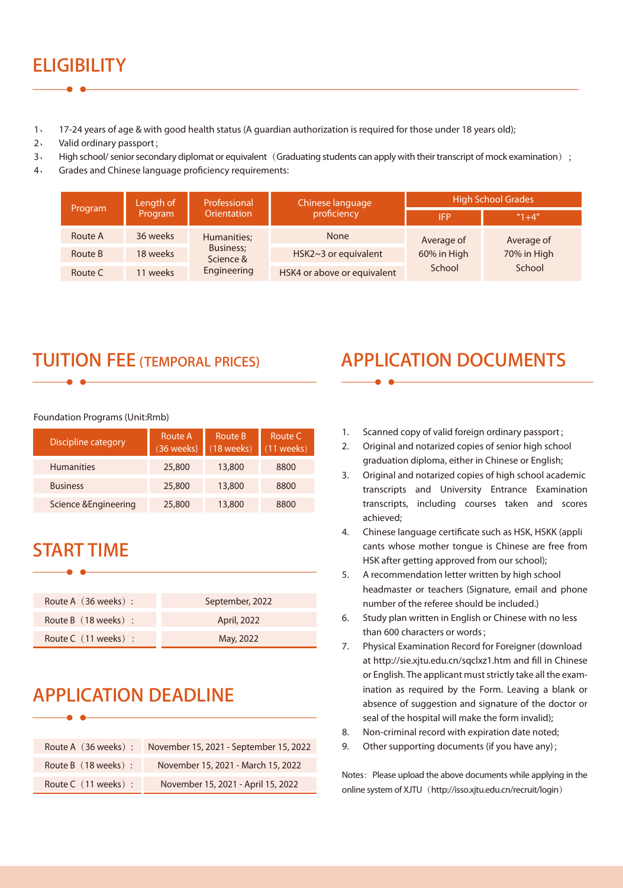# ELIGIBILITY

1、 17-24 years of age & with good health status (A guardian authorization is required for those under 18 years old);
2、 Valid ordinary passport;
3、 High school/ senior secondary diplomat or equivalent（Graduating students can apply with their transcript of mock examination）;
4、 Grades and Chinese language proficiency requirements:

| Program | Length of Program | Professional Orientation | Chinese language proficiency | High School Grades | |
|---|---|---|---|---|---|
| | | | | IFP | "1+4" |
| Route A | 36 weeks | Humanities; Business; Science & Engineering | None | Average of 60% in High School | Average of 70% in High School |
| Route B | 18 weeks | | HSK2~3 or equivalent | | |
| Route C | 11 weeks | | HSK4 or above or equivalent | | |

# TUITION FEE (TEMPORAL PRICES)

Foundation Programs (Unit:Rmb)

| Discipline category | Route A (36 weeks) | Route B (18 weeks) | Route C (11 weeks) |
|---|---|---|---|
| Humanities | 25,800 | 13,800 | 8800 |
| Business | 25,800 | 13,800 | 8800 |
| Science &Engineering | 25,800 | 13,800 | 8800 |

# START TIME

| | |
|---|---|
| Route A（36 weeks）: | September, 2022 |
| Route B（18 weeks）: | April, 2022 |
| Route C（11 weeks）: | May, 2022 |

# APPLICATION DEADLINE

| | |
|---|---|
| Route A（36 weeks）: | November 15, 2021 - September 15, 2022 |
| Route B（18 weeks）: | November 15, 2021 - March 15, 2022 |
| Route C（11 weeks）: | November 15, 2021 - April 15, 2022 |

# APPLICATION DOCUMENTS

1. Scanned copy of valid foreign ordinary passport;
2. Original and notarized copies of senior high school graduation diploma, either in Chinese or English;
3. Original and notarized copies of high school academic transcripts and University Entrance Examination transcripts, including courses taken and scores achieved;
4. Chinese language certificate such as HSK, HSKK (applicants whose mother tongue is Chinese are free from HSK after getting approved from our school);
5. A recommendation letter written by high school headmaster or teachers (Signature, email and phone number of the referee should be included.)
6. Study plan written in English or Chinese with no less than 600 characters or words;
7. Physical Examination Record for Foreigner (download at http://sie.xjtu.edu.cn/sqclxz1.htm and fill in Chinese or English. The applicant must strictly take all the examination as required by the Form. Leaving a blank or absence of suggestion and signature of the doctor or seal of the hospital will make the form invalid);
8. Non-criminal record with expiration date noted;
9. Other supporting documents (if you have any);

Notes: Please upload the above documents while applying in the online system of XJTU（http://isso.xjtu.edu.cn/recruit/login）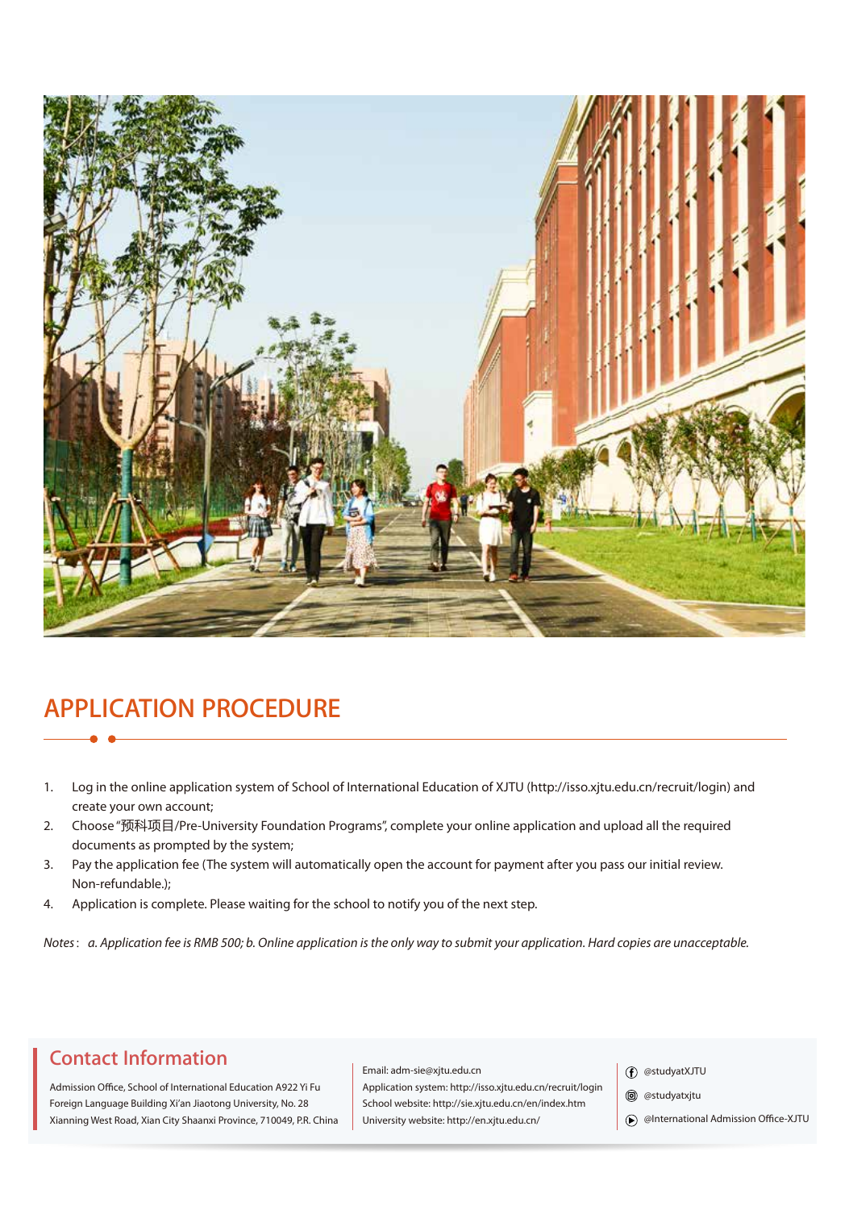## APPLICATION PROCEDURE

1. Log in the online application system of School of International Education of XJTU (http://isso.xjtu.edu.cn/recruit/login) and create your own account;
2. Choose "预科项目/Pre-University Foundation Programs", complete your online application and upload all the required documents as prompted by the system;
3. Pay the application fee (The system will automatically open the account for payment after you pass our initial review. Non-refundable.);
4. Application is complete. Please waiting for the school to notify you of the next step.

*Notes*: *a. Application fee is RMB 500; b. Online application is the only way to submit your application. Hard copies are unacceptable.*

## Contact Information

Admission Office, School of International Education A922 Yi Fu Foreign Language Building Xi'an Jiaotong University, No. 28 Xianning West Road, Xian City Shaanxi Province, 710049, P.R. China

Email: adm-sie@xjtu.edu.cn
Application system: http://isso.xjtu.edu.cn/recruit/login
School website: http://sie.xjtu.edu.cn/en/index.htm
University website: http://en.xjtu.edu.cn/

@studyatXJTU
@studyatxjtu
@International Admission Office-XJTU